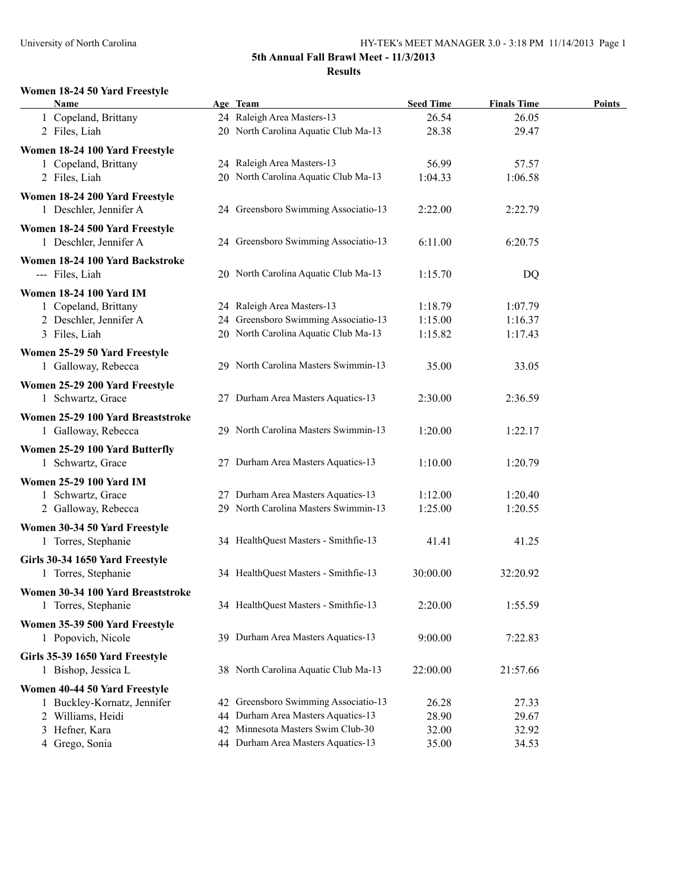# 5th Annual Fall Brawl Meet - 11/3/2013

## Results

### Women 18-24 50 Yard Freestyle

| Name | Age | Team | Seed Time | Finals Time | Points |
|---|---|---|---|---|---|
| 1 Copeland, Brittany | 24 | Raleigh Area Masters-13 | 26.54 | 26.05 | |
| 2 Files, Liah | 20 | North Carolina Aquatic Club Ma-13 | 28.38 | 29.47 | |

### Women 18-24 100 Yard Freestyle

| Name | Age | Team | Seed Time | Finals Time | Points |
|---|---|---|---|---|---|
| 1 Copeland, Brittany | 24 | Raleigh Area Masters-13 | 56.99 | 57.57 | |
| 2 Files, Liah | 20 | North Carolina Aquatic Club Ma-13 | 1:04.33 | 1:06.58 | |

### Women 18-24 200 Yard Freestyle

| Name | Age | Team | Seed Time | Finals Time | Points |
|---|---|---|---|---|---|
| 1 Deschler, Jennifer A | 24 | Greensboro Swimming Associatio-13 | 2:22.00 | 2:22.79 | |

### Women 18-24 500 Yard Freestyle

| Name | Age | Team | Seed Time | Finals Time | Points |
|---|---|---|---|---|---|
| 1 Deschler, Jennifer A | 24 | Greensboro Swimming Associatio-13 | 6:11.00 | 6:20.75 | |

### Women 18-24 100 Yard Backstroke

| Name | Age | Team | Seed Time | Finals Time | Points |
|---|---|---|---|---|---|
| --- Files, Liah | 20 | North Carolina Aquatic Club Ma-13 | 1:15.70 | DQ | |

### Women 18-24 100 Yard IM

| Name | Age | Team | Seed Time | Finals Time | Points |
|---|---|---|---|---|---|
| 1 Copeland, Brittany | 24 | Raleigh Area Masters-13 | 1:18.79 | 1:07.79 | |
| 2 Deschler, Jennifer A | 24 | Greensboro Swimming Associatio-13 | 1:15.00 | 1:16.37 | |
| 3 Files, Liah | 20 | North Carolina Aquatic Club Ma-13 | 1:15.82 | 1:17.43 | |

### Women 25-29 50 Yard Freestyle

| Name | Age | Team | Seed Time | Finals Time | Points |
|---|---|---|---|---|---|
| 1 Galloway, Rebecca | 29 | North Carolina Masters Swimmin-13 | 35.00 | 33.05 | |

### Women 25-29 200 Yard Freestyle

| Name | Age | Team | Seed Time | Finals Time | Points |
|---|---|---|---|---|---|
| 1 Schwartz, Grace | 27 | Durham Area Masters Aquatics-13 | 2:30.00 | 2:36.59 | |

### Women 25-29 100 Yard Breaststroke

| Name | Age | Team | Seed Time | Finals Time | Points |
|---|---|---|---|---|---|
| 1 Galloway, Rebecca | 29 | North Carolina Masters Swimmin-13 | 1:20.00 | 1:22.17 | |

### Women 25-29 100 Yard Butterfly

| Name | Age | Team | Seed Time | Finals Time | Points |
|---|---|---|---|---|---|
| 1 Schwartz, Grace | 27 | Durham Area Masters Aquatics-13 | 1:10.00 | 1:20.79 | |

### Women 25-29 100 Yard IM

| Name | Age | Team | Seed Time | Finals Time | Points |
|---|---|---|---|---|---|
| 1 Schwartz, Grace | 27 | Durham Area Masters Aquatics-13 | 1:12.00 | 1:20.40 | |
| 2 Galloway, Rebecca | 29 | North Carolina Masters Swimmin-13 | 1:25.00 | 1:20.55 | |

### Women 30-34 50 Yard Freestyle

| Name | Age | Team | Seed Time | Finals Time | Points |
|---|---|---|---|---|---|
| 1 Torres, Stephanie | 34 | HealthQuest Masters - Smithfie-13 | 41.41 | 41.25 | |

### Girls 30-34 1650 Yard Freestyle

| Name | Age | Team | Seed Time | Finals Time | Points |
|---|---|---|---|---|---|
| 1 Torres, Stephanie | 34 | HealthQuest Masters - Smithfie-13 | 30:00.00 | 32:20.92 | |

### Women 30-34 100 Yard Breaststroke

| Name | Age | Team | Seed Time | Finals Time | Points |
|---|---|---|---|---|---|
| 1 Torres, Stephanie | 34 | HealthQuest Masters - Smithfie-13 | 2:20.00 | 1:55.59 | |

### Women 35-39 500 Yard Freestyle

| Name | Age | Team | Seed Time | Finals Time | Points |
|---|---|---|---|---|---|
| 1 Popovich, Nicole | 39 | Durham Area Masters Aquatics-13 | 9:00.00 | 7:22.83 | |

### Girls 35-39 1650 Yard Freestyle

| Name | Age | Team | Seed Time | Finals Time | Points |
|---|---|---|---|---|---|
| 1 Bishop, Jessica L | 38 | North Carolina Aquatic Club Ma-13 | 22:00.00 | 21:57.66 | |

### Women 40-44 50 Yard Freestyle

| Name | Age | Team | Seed Time | Finals Time | Points |
|---|---|---|---|---|---|
| 1 Buckley-Kornatz, Jennifer | 42 | Greensboro Swimming Associatio-13 | 26.28 | 27.33 | |
| 2 Williams, Heidi | 44 | Durham Area Masters Aquatics-13 | 28.90 | 29.67 | |
| 3 Hefner, Kara | 42 | Minnesota Masters Swim Club-30 | 32.00 | 32.92 | |
| 4 Grego, Sonia | 44 | Durham Area Masters Aquatics-13 | 35.00 | 34.53 | |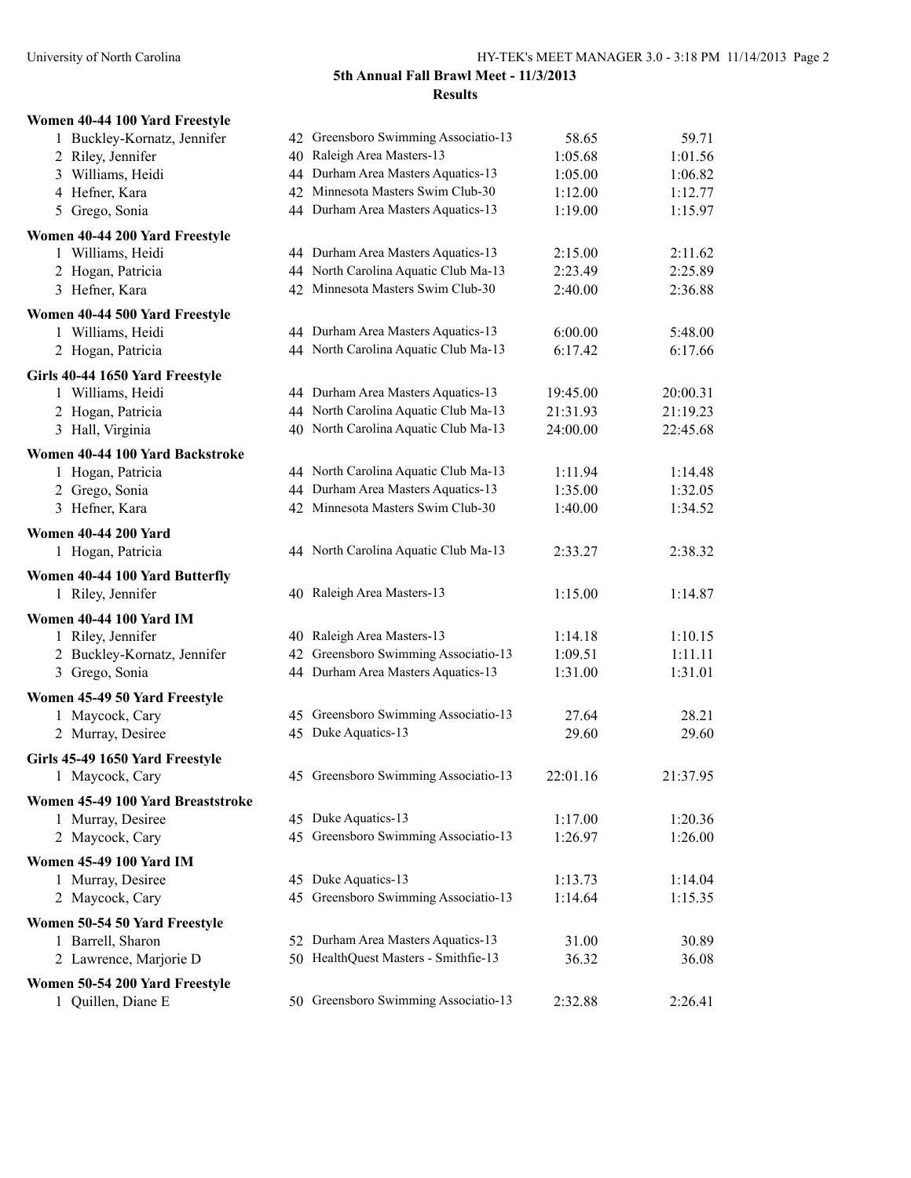## 5th Annual Fall Brawl Meet - 11/3/2013

### Results

**Women 40-44 100 Yard Freestyle**

| | | | | | |
|---|---|---|---|---|---|
| 1 | Buckley-Kornatz, Jennifer | 42 | Greensboro Swimming Associatio-13 | 58.65 | 59.71 |
| 2 | Riley, Jennifer | 40 | Raleigh Area Masters-13 | 1:05.68 | 1:01.56 |
| 3 | Williams, Heidi | 44 | Durham Area Masters Aquatics-13 | 1:05.00 | 1:06.82 |
| 4 | Hefner, Kara | 42 | Minnesota Masters Swim Club-30 | 1:12.00 | 1:12.77 |
| 5 | Grego, Sonia | 44 | Durham Area Masters Aquatics-13 | 1:19.00 | 1:15.97 |

**Women 40-44 200 Yard Freestyle**

| | | | | | |
|---|---|---|---|---|---|
| 1 | Williams, Heidi | 44 | Durham Area Masters Aquatics-13 | 2:15.00 | 2:11.62 |
| 2 | Hogan, Patricia | 44 | North Carolina Aquatic Club Ma-13 | 2:23.49 | 2:25.89 |
| 3 | Hefner, Kara | 42 | Minnesota Masters Swim Club-30 | 2:40.00 | 2:36.88 |

**Women 40-44 500 Yard Freestyle**

| | | | | | |
|---|---|---|---|---|---|
| 1 | Williams, Heidi | 44 | Durham Area Masters Aquatics-13 | 6:00.00 | 5:48.00 |
| 2 | Hogan, Patricia | 44 | North Carolina Aquatic Club Ma-13 | 6:17.42 | 6:17.66 |

**Girls 40-44 1650 Yard Freestyle**

| | | | | | |
|---|---|---|---|---|---|
| 1 | Williams, Heidi | 44 | Durham Area Masters Aquatics-13 | 19:45.00 | 20:00.31 |
| 2 | Hogan, Patricia | 44 | North Carolina Aquatic Club Ma-13 | 21:31.93 | 21:19.23 |
| 3 | Hall, Virginia | 40 | North Carolina Aquatic Club Ma-13 | 24:00.00 | 22:45.68 |

**Women 40-44 100 Yard Backstroke**

| | | | | | |
|---|---|---|---|---|---|
| 1 | Hogan, Patricia | 44 | North Carolina Aquatic Club Ma-13 | 1:11.94 | 1:14.48 |
| 2 | Grego, Sonia | 44 | Durham Area Masters Aquatics-13 | 1:35.00 | 1:32.05 |
| 3 | Hefner, Kara | 42 | Minnesota Masters Swim Club-30 | 1:40.00 | 1:34.52 |

**Women 40-44 200 Yard**

| | | | | | |
|---|---|---|---|---|---|
| 1 | Hogan, Patricia | 44 | North Carolina Aquatic Club Ma-13 | 2:33.27 | 2:38.32 |

**Women 40-44 100 Yard Butterfly**

| | | | | | |
|---|---|---|---|---|---|
| 1 | Riley, Jennifer | 40 | Raleigh Area Masters-13 | 1:15.00 | 1:14.87 |

**Women 40-44 100 Yard IM**

| | | | | | |
|---|---|---|---|---|---|
| 1 | Riley, Jennifer | 40 | Raleigh Area Masters-13 | 1:14.18 | 1:10.15 |
| 2 | Buckley-Kornatz, Jennifer | 42 | Greensboro Swimming Associatio-13 | 1:09.51 | 1:11.11 |
| 3 | Grego, Sonia | 44 | Durham Area Masters Aquatics-13 | 1:31.00 | 1:31.01 |

**Women 45-49 50 Yard Freestyle**

| | | | | | |
|---|---|---|---|---|---|
| 1 | Maycock, Cary | 45 | Greensboro Swimming Associatio-13 | 27.64 | 28.21 |
| 2 | Murray, Desiree | 45 | Duke Aquatics-13 | 29.60 | 29.60 |

**Girls 45-49 1650 Yard Freestyle**

| | | | | | |
|---|---|---|---|---|---|
| 1 | Maycock, Cary | 45 | Greensboro Swimming Associatio-13 | 22:01.16 | 21:37.95 |

**Women 45-49 100 Yard Breaststroke**

| | | | | | |
|---|---|---|---|---|---|
| 1 | Murray, Desiree | 45 | Duke Aquatics-13 | 1:17.00 | 1:20.36 |
| 2 | Maycock, Cary | 45 | Greensboro Swimming Associatio-13 | 1:26.97 | 1:26.00 |

**Women 45-49 100 Yard IM**

| | | | | | |
|---|---|---|---|---|---|
| 1 | Murray, Desiree | 45 | Duke Aquatics-13 | 1:13.73 | 1:14.04 |
| 2 | Maycock, Cary | 45 | Greensboro Swimming Associatio-13 | 1:14.64 | 1:15.35 |

**Women 50-54 50 Yard Freestyle**

| | | | | | |
|---|---|---|---|---|---|
| 1 | Barrell, Sharon | 52 | Durham Area Masters Aquatics-13 | 31.00 | 30.89 |
| 2 | Lawrence, Marjorie D | 50 | HealthQuest Masters - Smithfie-13 | 36.32 | 36.08 |

**Women 50-54 200 Yard Freestyle**

| | | | | | |
|---|---|---|---|---|---|
| 1 | Quillen, Diane E | 50 | Greensboro Swimming Associatio-13 | 2:32.88 | 2:26.41 |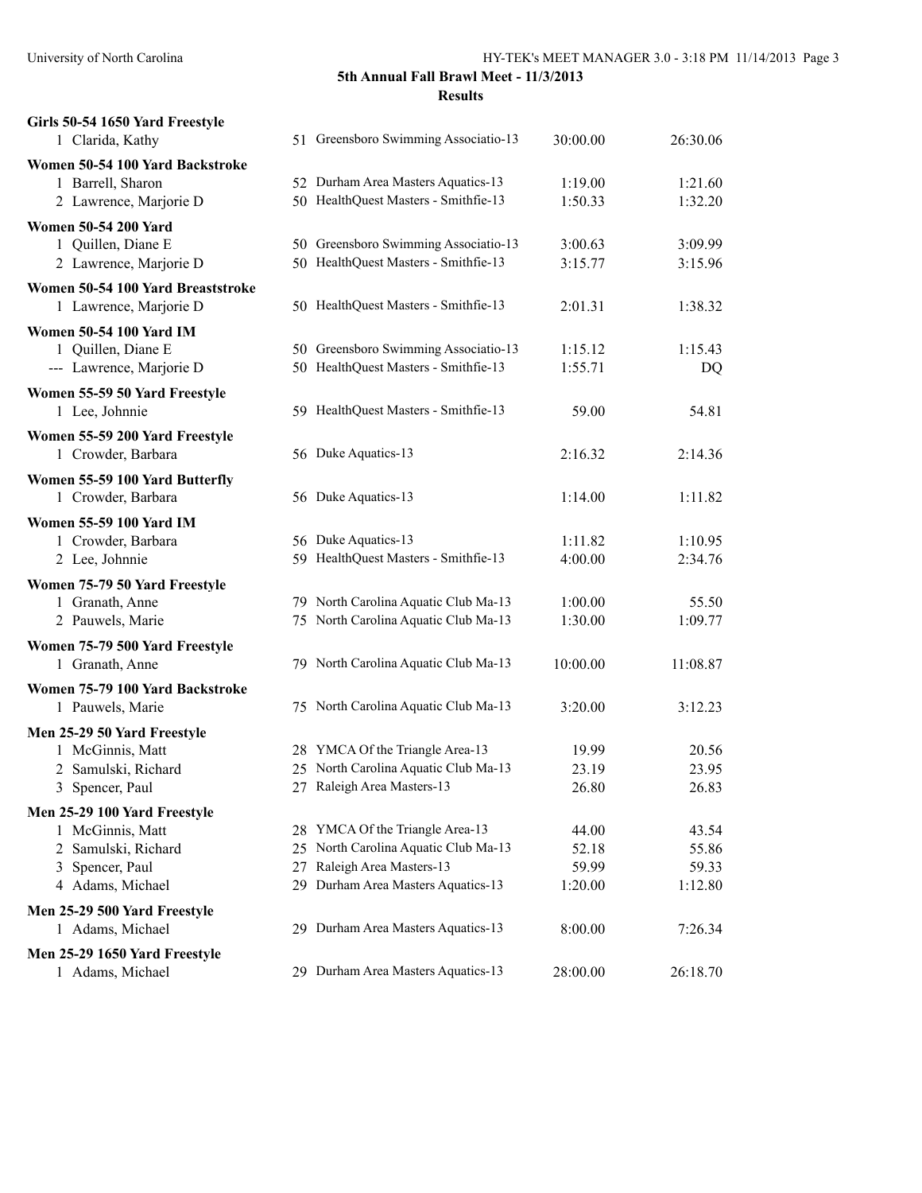**5th Annual Fall Brawl Meet - 11/3/2013**

**Results**

**Girls 50-54 1650 Yard Freestyle**

| | | | | | |
|---|---|---|---|---|---|
| 1 | Clarida, Kathy | 51 | Greensboro Swimming Associatio-13 | 30:00.00 | 26:30.06 |

**Women 50-54 100 Yard Backstroke**

| | | | | | |
|---|---|---|---|---|---|
| 1 | Barrell, Sharon | 52 | Durham Area Masters Aquatics-13 | 1:19.00 | 1:21.60 |
| 2 | Lawrence, Marjorie D | 50 | HealthQuest Masters - Smithfie-13 | 1:50.33 | 1:32.20 |

**Women 50-54 200 Yard**

| | | | | | |
|---|---|---|---|---|---|
| 1 | Quillen, Diane E | 50 | Greensboro Swimming Associatio-13 | 3:00.63 | 3:09.99 |
| 2 | Lawrence, Marjorie D | 50 | HealthQuest Masters - Smithfie-13 | 3:15.77 | 3:15.96 |

**Women 50-54 100 Yard Breaststroke**

| | | | | | |
|---|---|---|---|---|---|
| 1 | Lawrence, Marjorie D | 50 | HealthQuest Masters - Smithfie-13 | 2:01.31 | 1:38.32 |

**Women 50-54 100 Yard IM**

| | | | | | |
|---|---|---|---|---|---|
| 1 | Quillen, Diane E | 50 | Greensboro Swimming Associatio-13 | 1:15.12 | 1:15.43 |
| --- | Lawrence, Marjorie D | 50 | HealthQuest Masters - Smithfie-13 | 1:55.71 | DQ |

**Women 55-59 50 Yard Freestyle**

| | | | | | |
|---|---|---|---|---|---|
| 1 | Lee, Johnnie | 59 | HealthQuest Masters - Smithfie-13 | 59.00 | 54.81 |

**Women 55-59 200 Yard Freestyle**

| | | | | | |
|---|---|---|---|---|---|
| 1 | Crowder, Barbara | 56 | Duke Aquatics-13 | 2:16.32 | 2:14.36 |

**Women 55-59 100 Yard Butterfly**

| | | | | | |
|---|---|---|---|---|---|
| 1 | Crowder, Barbara | 56 | Duke Aquatics-13 | 1:14.00 | 1:11.82 |

**Women 55-59 100 Yard IM**

| | | | | | |
|---|---|---|---|---|---|
| 1 | Crowder, Barbara | 56 | Duke Aquatics-13 | 1:11.82 | 1:10.95 |
| 2 | Lee, Johnnie | 59 | HealthQuest Masters - Smithfie-13 | 4:00.00 | 2:34.76 |

**Women 75-79 50 Yard Freestyle**

| | | | | | |
|---|---|---|---|---|---|
| 1 | Granath, Anne | 79 | North Carolina Aquatic Club Ma-13 | 1:00.00 | 55.50 |
| 2 | Pauwels, Marie | 75 | North Carolina Aquatic Club Ma-13 | 1:30.00 | 1:09.77 |

**Women 75-79 500 Yard Freestyle**

| | | | | | |
|---|---|---|---|---|---|
| 1 | Granath, Anne | 79 | North Carolina Aquatic Club Ma-13 | 10:00.00 | 11:08.87 |

**Women 75-79 100 Yard Backstroke**

| | | | | | |
|---|---|---|---|---|---|
| 1 | Pauwels, Marie | 75 | North Carolina Aquatic Club Ma-13 | 3:20.00 | 3:12.23 |

**Men 25-29 50 Yard Freestyle**

| | | | | | |
|---|---|---|---|---|---|
| 1 | McGinnis, Matt | 28 | YMCA Of the Triangle Area-13 | 19.99 | 20.56 |
| 2 | Samulski, Richard | 25 | North Carolina Aquatic Club Ma-13 | 23.19 | 23.95 |
| 3 | Spencer, Paul | 27 | Raleigh Area Masters-13 | 26.80 | 26.83 |

**Men 25-29 100 Yard Freestyle**

| | | | | | |
|---|---|---|---|---|---|
| 1 | McGinnis, Matt | 28 | YMCA Of the Triangle Area-13 | 44.00 | 43.54 |
| 2 | Samulski, Richard | 25 | North Carolina Aquatic Club Ma-13 | 52.18 | 55.86 |
| 3 | Spencer, Paul | 27 | Raleigh Area Masters-13 | 59.99 | 59.33 |
| 4 | Adams, Michael | 29 | Durham Area Masters Aquatics-13 | 1:20.00 | 1:12.80 |

**Men 25-29 500 Yard Freestyle**

| | | | | | |
|---|---|---|---|---|---|
| 1 | Adams, Michael | 29 | Durham Area Masters Aquatics-13 | 8:00.00 | 7:26.34 |

**Men 25-29 1650 Yard Freestyle**

| | | | | | |
|---|---|---|---|---|---|
| 1 | Adams, Michael | 29 | Durham Area Masters Aquatics-13 | 28:00.00 | 26:18.70 |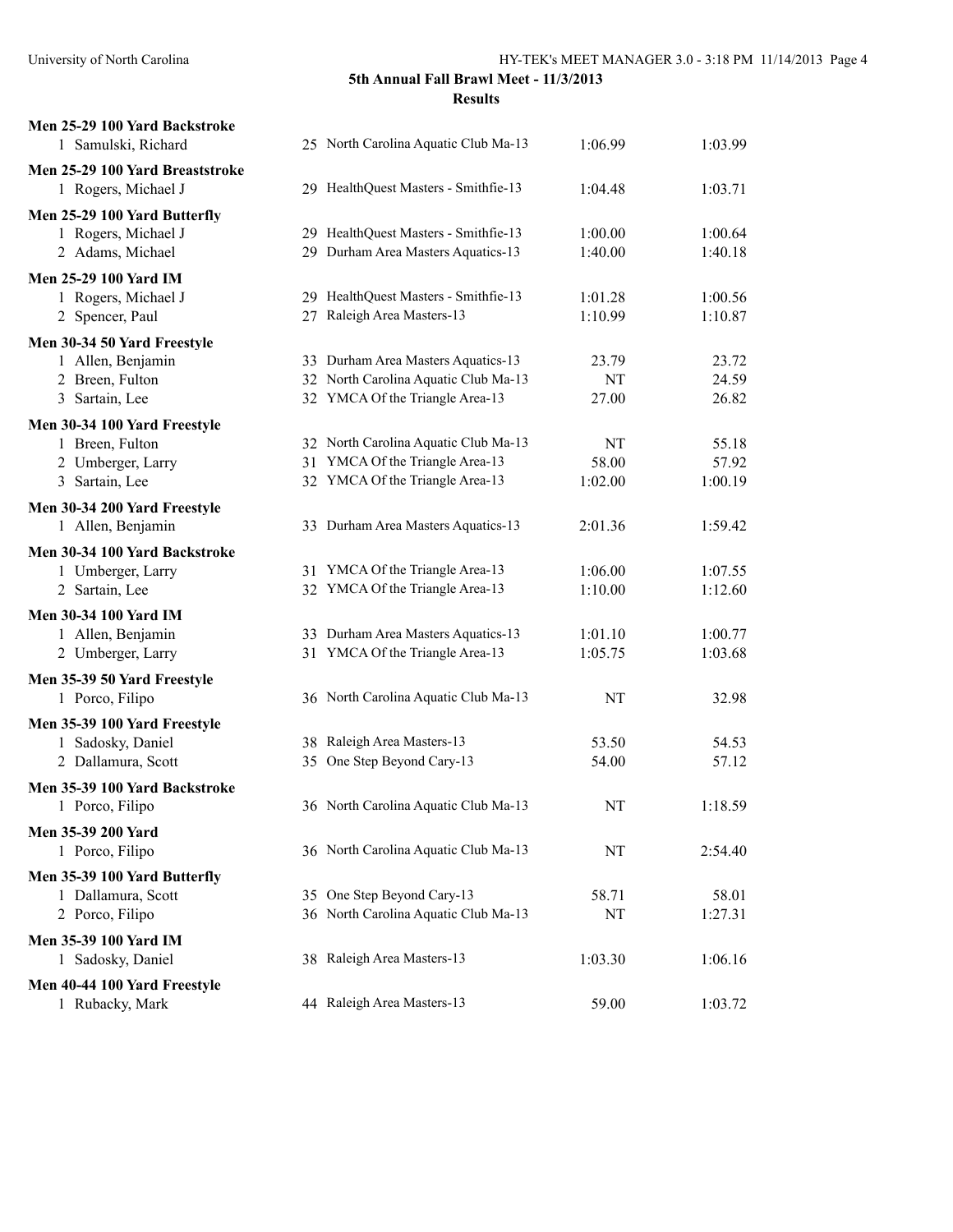## 5th Annual Fall Brawl Meet - 11/3/2013

### Results

**Men 25-29 100 Yard Backstroke**

| | | | | | |
|---|---|---|---|---|---|
| 1 | Samulski, Richard | 25 | North Carolina Aquatic Club Ma-13 | 1:06.99 | 1:03.99 |

**Men 25-29 100 Yard Breaststroke**

| | | | | | |
|---|---|---|---|---|---|
| 1 | Rogers, Michael J | 29 | HealthQuest Masters - Smithfie-13 | 1:04.48 | 1:03.71 |

**Men 25-29 100 Yard Butterfly**

| | | | | | |
|---|---|---|---|---|---|
| 1 | Rogers, Michael J | 29 | HealthQuest Masters - Smithfie-13 | 1:00.00 | 1:00.64 |
| 2 | Adams, Michael | 29 | Durham Area Masters Aquatics-13 | 1:40.00 | 1:40.18 |

**Men 25-29 100 Yard IM**

| | | | | | |
|---|---|---|---|---|---|
| 1 | Rogers, Michael J | 29 | HealthQuest Masters - Smithfie-13 | 1:01.28 | 1:00.56 |
| 2 | Spencer, Paul | 27 | Raleigh Area Masters-13 | 1:10.99 | 1:10.87 |

**Men 30-34 50 Yard Freestyle**

| | | | | | |
|---|---|---|---|---|---|
| 1 | Allen, Benjamin | 33 | Durham Area Masters Aquatics-13 | 23.79 | 23.72 |
| 2 | Breen, Fulton | 32 | North Carolina Aquatic Club Ma-13 | NT | 24.59 |
| 3 | Sartain, Lee | 32 | YMCA Of the Triangle Area-13 | 27.00 | 26.82 |

**Men 30-34 100 Yard Freestyle**

| | | | | | |
|---|---|---|---|---|---|
| 1 | Breen, Fulton | 32 | North Carolina Aquatic Club Ma-13 | NT | 55.18 |
| 2 | Umberger, Larry | 31 | YMCA Of the Triangle Area-13 | 58.00 | 57.92 |
| 3 | Sartain, Lee | 32 | YMCA Of the Triangle Area-13 | 1:02.00 | 1:00.19 |

**Men 30-34 200 Yard Freestyle**

| | | | | | |
|---|---|---|---|---|---|
| 1 | Allen, Benjamin | 33 | Durham Area Masters Aquatics-13 | 2:01.36 | 1:59.42 |

**Men 30-34 100 Yard Backstroke**

| | | | | | |
|---|---|---|---|---|---|
| 1 | Umberger, Larry | 31 | YMCA Of the Triangle Area-13 | 1:06.00 | 1:07.55 |
| 2 | Sartain, Lee | 32 | YMCA Of the Triangle Area-13 | 1:10.00 | 1:12.60 |

**Men 30-34 100 Yard IM**

| | | | | | |
|---|---|---|---|---|---|
| 1 | Allen, Benjamin | 33 | Durham Area Masters Aquatics-13 | 1:01.10 | 1:00.77 |
| 2 | Umberger, Larry | 31 | YMCA Of the Triangle Area-13 | 1:05.75 | 1:03.68 |

**Men 35-39 50 Yard Freestyle**

| | | | | | |
|---|---|---|---|---|---|
| 1 | Porco, Filipo | 36 | North Carolina Aquatic Club Ma-13 | NT | 32.98 |

**Men 35-39 100 Yard Freestyle**

| | | | | | |
|---|---|---|---|---|---|
| 1 | Sadosky, Daniel | 38 | Raleigh Area Masters-13 | 53.50 | 54.53 |
| 2 | Dallamura, Scott | 35 | One Step Beyond Cary-13 | 54.00 | 57.12 |

**Men 35-39 100 Yard Backstroke**

| | | | | | |
|---|---|---|---|---|---|
| 1 | Porco, Filipo | 36 | North Carolina Aquatic Club Ma-13 | NT | 1:18.59 |

**Men 35-39 200 Yard**

| | | | | | |
|---|---|---|---|---|---|
| 1 | Porco, Filipo | 36 | North Carolina Aquatic Club Ma-13 | NT | 2:54.40 |

**Men 35-39 100 Yard Butterfly**

| | | | | | |
|---|---|---|---|---|---|
| 1 | Dallamura, Scott | 35 | One Step Beyond Cary-13 | 58.71 | 58.01 |
| 2 | Porco, Filipo | 36 | North Carolina Aquatic Club Ma-13 | NT | 1:27.31 |

**Men 35-39 100 Yard IM**

| | | | | | |
|---|---|---|---|---|---|
| 1 | Sadosky, Daniel | 38 | Raleigh Area Masters-13 | 1:03.30 | 1:06.16 |

**Men 40-44 100 Yard Freestyle**

| | | | | | |
|---|---|---|---|---|---|
| 1 | Rubacky, Mark | 44 | Raleigh Area Masters-13 | 59.00 | 1:03.72 |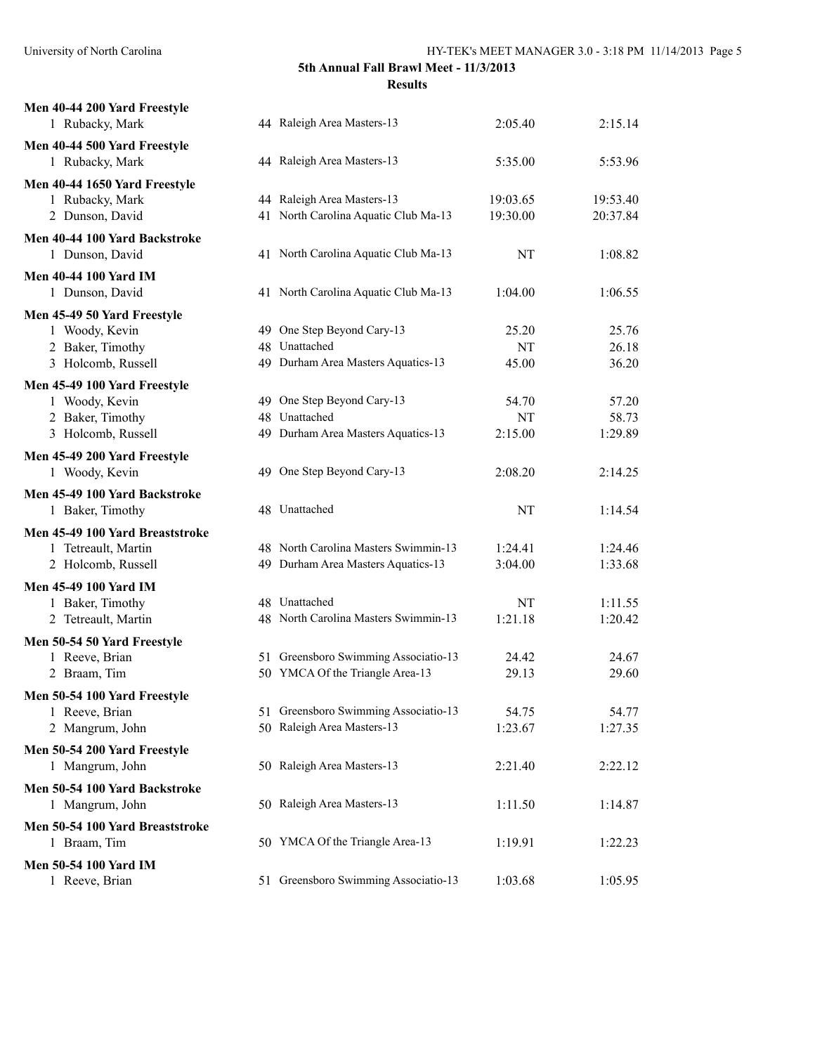**5th Annual Fall Brawl Meet - 11/3/2013**

**Results**

**Men 40-44 200 Yard Freestyle**

| | | | | | |
|---|---|---|---|---|---|
| 1 | Rubacky, Mark | 44 | Raleigh Area Masters-13 | 2:05.40 | 2:15.14 |

**Men 40-44 500 Yard Freestyle**

| | | | | | |
|---|---|---|---|---|---|
| 1 | Rubacky, Mark | 44 | Raleigh Area Masters-13 | 5:35.00 | 5:53.96 |

**Men 40-44 1650 Yard Freestyle**

| | | | | | |
|---|---|---|---|---|---|
| 1 | Rubacky, Mark | 44 | Raleigh Area Masters-13 | 19:03.65 | 19:53.40 |
| 2 | Dunson, David | 41 | North Carolina Aquatic Club Ma-13 | 19:30.00 | 20:37.84 |

**Men 40-44 100 Yard Backstroke**

| | | | | | |
|---|---|---|---|---|---|
| 1 | Dunson, David | 41 | North Carolina Aquatic Club Ma-13 | NT | 1:08.82 |

**Men 40-44 100 Yard IM**

| | | | | | |
|---|---|---|---|---|---|
| 1 | Dunson, David | 41 | North Carolina Aquatic Club Ma-13 | 1:04.00 | 1:06.55 |

**Men 45-49 50 Yard Freestyle**

| | | | | | |
|---|---|---|---|---|---|
| 1 | Woody, Kevin | 49 | One Step Beyond Cary-13 | 25.20 | 25.76 |
| 2 | Baker, Timothy | 48 | Unattached | NT | 26.18 |
| 3 | Holcomb, Russell | 49 | Durham Area Masters Aquatics-13 | 45.00 | 36.20 |

**Men 45-49 100 Yard Freestyle**

| | | | | | |
|---|---|---|---|---|---|
| 1 | Woody, Kevin | 49 | One Step Beyond Cary-13 | 54.70 | 57.20 |
| 2 | Baker, Timothy | 48 | Unattached | NT | 58.73 |
| 3 | Holcomb, Russell | 49 | Durham Area Masters Aquatics-13 | 2:15.00 | 1:29.89 |

**Men 45-49 200 Yard Freestyle**

| | | | | | |
|---|---|---|---|---|---|
| 1 | Woody, Kevin | 49 | One Step Beyond Cary-13 | 2:08.20 | 2:14.25 |

**Men 45-49 100 Yard Backstroke**

| | | | | | |
|---|---|---|---|---|---|
| 1 | Baker, Timothy | 48 | Unattached | NT | 1:14.54 |

**Men 45-49 100 Yard Breaststroke**

| | | | | | |
|---|---|---|---|---|---|
| 1 | Tetreault, Martin | 48 | North Carolina Masters Swimmin-13 | 1:24.41 | 1:24.46 |
| 2 | Holcomb, Russell | 49 | Durham Area Masters Aquatics-13 | 3:04.00 | 1:33.68 |

**Men 45-49 100 Yard IM**

| | | | | | |
|---|---|---|---|---|---|
| 1 | Baker, Timothy | 48 | Unattached | NT | 1:11.55 |
| 2 | Tetreault, Martin | 48 | North Carolina Masters Swimmin-13 | 1:21.18 | 1:20.42 |

**Men 50-54 50 Yard Freestyle**

| | | | | | |
|---|---|---|---|---|---|
| 1 | Reeve, Brian | 51 | Greensboro Swimming Associatio-13 | 24.42 | 24.67 |
| 2 | Braam, Tim | 50 | YMCA Of the Triangle Area-13 | 29.13 | 29.60 |

**Men 50-54 100 Yard Freestyle**

| | | | | | |
|---|---|---|---|---|---|
| 1 | Reeve, Brian | 51 | Greensboro Swimming Associatio-13 | 54.75 | 54.77 |
| 2 | Mangrum, John | 50 | Raleigh Area Masters-13 | 1:23.67 | 1:27.35 |

**Men 50-54 200 Yard Freestyle**

| | | | | | |
|---|---|---|---|---|---|
| 1 | Mangrum, John | 50 | Raleigh Area Masters-13 | 2:21.40 | 2:22.12 |

**Men 50-54 100 Yard Backstroke**

| | | | | | |
|---|---|---|---|---|---|
| 1 | Mangrum, John | 50 | Raleigh Area Masters-13 | 1:11.50 | 1:14.87 |

**Men 50-54 100 Yard Breaststroke**

| | | | | | |
|---|---|---|---|---|---|
| 1 | Braam, Tim | 50 | YMCA Of the Triangle Area-13 | 1:19.91 | 1:22.23 |

**Men 50-54 100 Yard IM**

| | | | | | |
|---|---|---|---|---|---|
| 1 | Reeve, Brian | 51 | Greensboro Swimming Associatio-13 | 1:03.68 | 1:05.95 |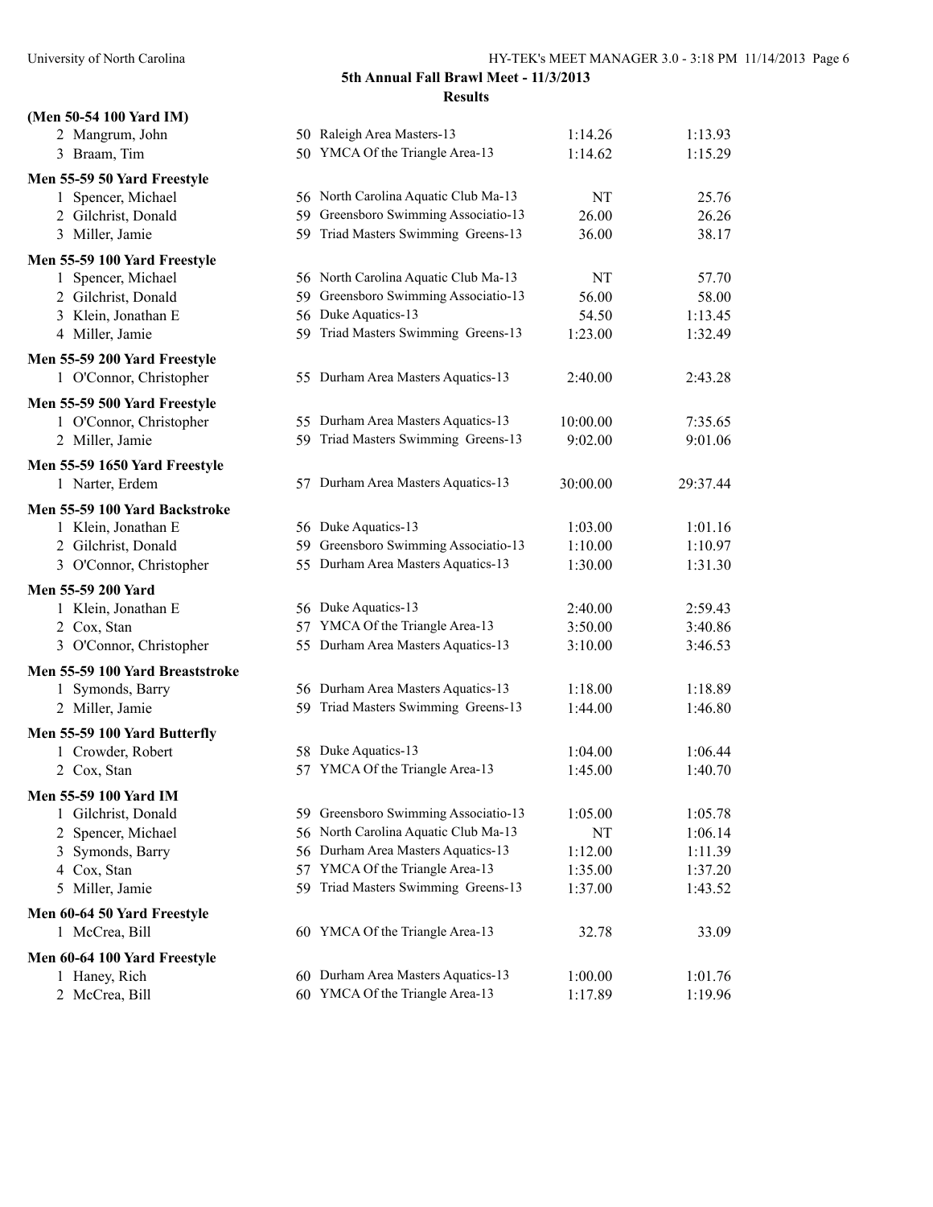## 5th Annual Fall Brawl Meet - 11/3/2013

### Results

**(Men 50-54 100 Yard IM)**

| | Name | Age | Team | Seed Time | Finals Time |
|---|---|---|---|---|---|
| 2 | Mangrum, John | 50 | Raleigh Area Masters-13 | 1:14.26 | 1:13.93 |
| 3 | Braam, Tim | 50 | YMCA Of the Triangle Area-13 | 1:14.62 | 1:15.29 |

**Men 55-59 50 Yard Freestyle**

| | Name | Age | Team | Seed Time | Finals Time |
|---|---|---|---|---|---|
| 1 | Spencer, Michael | 56 | North Carolina Aquatic Club Ma-13 | NT | 25.76 |
| 2 | Gilchrist, Donald | 59 | Greensboro Swimming Associatio-13 | 26.00 | 26.26 |
| 3 | Miller, Jamie | 59 | Triad Masters Swimming Greens-13 | 36.00 | 38.17 |

**Men 55-59 100 Yard Freestyle**

| | Name | Age | Team | Seed Time | Finals Time |
|---|---|---|---|---|---|
| 1 | Spencer, Michael | 56 | North Carolina Aquatic Club Ma-13 | NT | 57.70 |
| 2 | Gilchrist, Donald | 59 | Greensboro Swimming Associatio-13 | 56.00 | 58.00 |
| 3 | Klein, Jonathan E | 56 | Duke Aquatics-13 | 54.50 | 1:13.45 |
| 4 | Miller, Jamie | 59 | Triad Masters Swimming Greens-13 | 1:23.00 | 1:32.49 |

**Men 55-59 200 Yard Freestyle**

| | Name | Age | Team | Seed Time | Finals Time |
|---|---|---|---|---|---|
| 1 | O'Connor, Christopher | 55 | Durham Area Masters Aquatics-13 | 2:40.00 | 2:43.28 |

**Men 55-59 500 Yard Freestyle**

| | Name | Age | Team | Seed Time | Finals Time |
|---|---|---|---|---|---|
| 1 | O'Connor, Christopher | 55 | Durham Area Masters Aquatics-13 | 10:00.00 | 7:35.65 |
| 2 | Miller, Jamie | 59 | Triad Masters Swimming Greens-13 | 9:02.00 | 9:01.06 |

**Men 55-59 1650 Yard Freestyle**

| | Name | Age | Team | Seed Time | Finals Time |
|---|---|---|---|---|---|
| 1 | Narter, Erdem | 57 | Durham Area Masters Aquatics-13 | 30:00.00 | 29:37.44 |

**Men 55-59 100 Yard Backstroke**

| | Name | Age | Team | Seed Time | Finals Time |
|---|---|---|---|---|---|
| 1 | Klein, Jonathan E | 56 | Duke Aquatics-13 | 1:03.00 | 1:01.16 |
| 2 | Gilchrist, Donald | 59 | Greensboro Swimming Associatio-13 | 1:10.00 | 1:10.97 |
| 3 | O'Connor, Christopher | 55 | Durham Area Masters Aquatics-13 | 1:30.00 | 1:31.30 |

**Men 55-59 200 Yard**

| | Name | Age | Team | Seed Time | Finals Time |
|---|---|---|---|---|---|
| 1 | Klein, Jonathan E | 56 | Duke Aquatics-13 | 2:40.00 | 2:59.43 |
| 2 | Cox, Stan | 57 | YMCA Of the Triangle Area-13 | 3:50.00 | 3:40.86 |
| 3 | O'Connor, Christopher | 55 | Durham Area Masters Aquatics-13 | 3:10.00 | 3:46.53 |

**Men 55-59 100 Yard Breaststroke**

| | Name | Age | Team | Seed Time | Finals Time |
|---|---|---|---|---|---|
| 1 | Symonds, Barry | 56 | Durham Area Masters Aquatics-13 | 1:18.00 | 1:18.89 |
| 2 | Miller, Jamie | 59 | Triad Masters Swimming Greens-13 | 1:44.00 | 1:46.80 |

**Men 55-59 100 Yard Butterfly**

| | Name | Age | Team | Seed Time | Finals Time |
|---|---|---|---|---|---|
| 1 | Crowder, Robert | 58 | Duke Aquatics-13 | 1:04.00 | 1:06.44 |
| 2 | Cox, Stan | 57 | YMCA Of the Triangle Area-13 | 1:45.00 | 1:40.70 |

**Men 55-59 100 Yard IM**

| | Name | Age | Team | Seed Time | Finals Time |
|---|---|---|---|---|---|
| 1 | Gilchrist, Donald | 59 | Greensboro Swimming Associatio-13 | 1:05.00 | 1:05.78 |
| 2 | Spencer, Michael | 56 | North Carolina Aquatic Club Ma-13 | NT | 1:06.14 |
| 3 | Symonds, Barry | 56 | Durham Area Masters Aquatics-13 | 1:12.00 | 1:11.39 |
| 4 | Cox, Stan | 57 | YMCA Of the Triangle Area-13 | 1:35.00 | 1:37.20 |
| 5 | Miller, Jamie | 59 | Triad Masters Swimming Greens-13 | 1:37.00 | 1:43.52 |

**Men 60-64 50 Yard Freestyle**

| | Name | Age | Team | Seed Time | Finals Time |
|---|---|---|---|---|---|
| 1 | McCrea, Bill | 60 | YMCA Of the Triangle Area-13 | 32.78 | 33.09 |

**Men 60-64 100 Yard Freestyle**

| | Name | Age | Team | Seed Time | Finals Time |
|---|---|---|---|---|---|
| 1 | Haney, Rich | 60 | Durham Area Masters Aquatics-13 | 1:00.00 | 1:01.76 |
| 2 | McCrea, Bill | 60 | YMCA Of the Triangle Area-13 | 1:17.89 | 1:19.96 |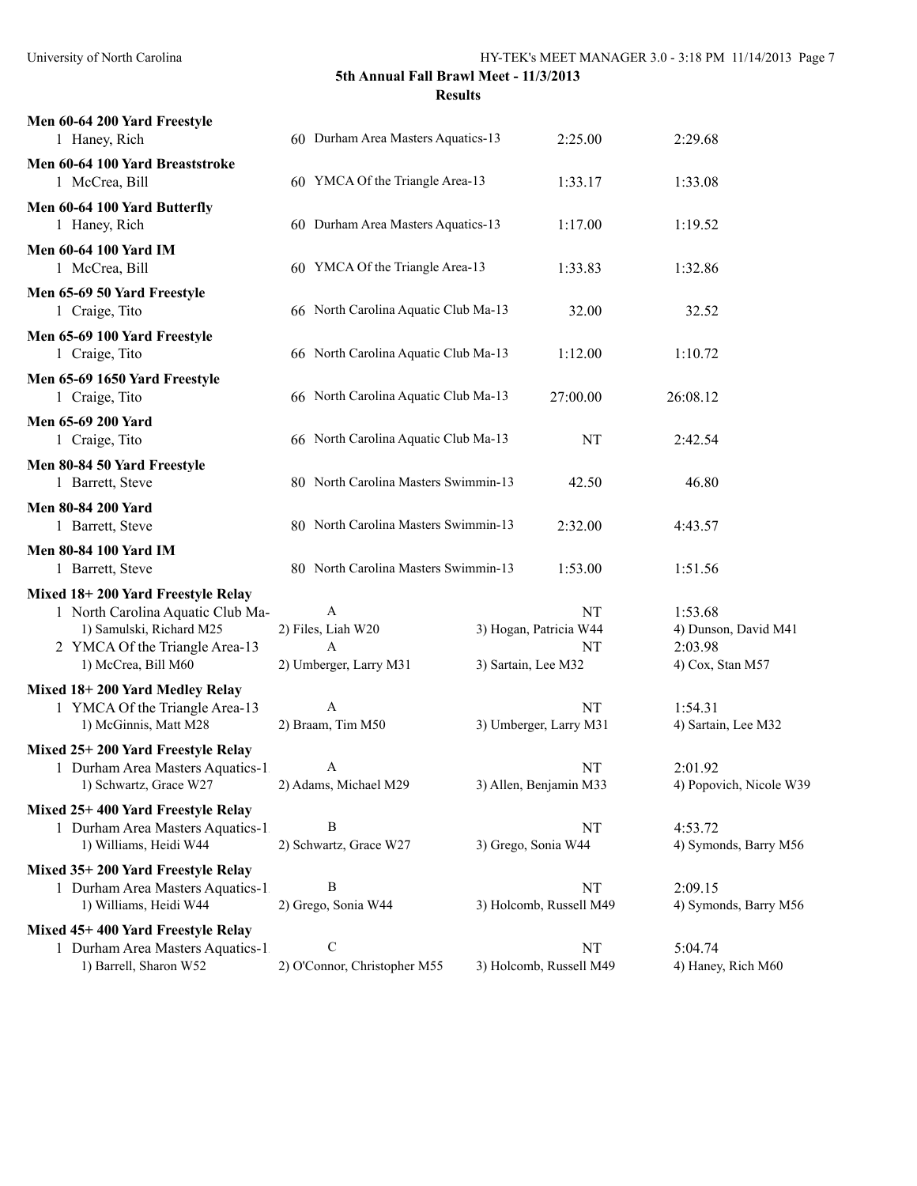**5th Annual Fall Brawl Meet - 11/3/2013**

**Results**

**Men 60-64 200 Yard Freestyle**

| | | | |
|---|---|---|---|
| 1 Haney, Rich | 60 Durham Area Masters Aquatics-13 | 2:25.00 | 2:29.68 |

**Men 60-64 100 Yard Breaststroke**

| | | | |
|---|---|---|---|
| 1 McCrea, Bill | 60 YMCA Of the Triangle Area-13 | 1:33.17 | 1:33.08 |

**Men 60-64 100 Yard Butterfly**

| | | | |
|---|---|---|---|
| 1 Haney, Rich | 60 Durham Area Masters Aquatics-13 | 1:17.00 | 1:19.52 |

**Men 60-64 100 Yard IM**

| | | | |
|---|---|---|---|
| 1 McCrea, Bill | 60 YMCA Of the Triangle Area-13 | 1:33.83 | 1:32.86 |

**Men 65-69 50 Yard Freestyle**

| | | | |
|---|---|---|---|
| 1 Craige, Tito | 66 North Carolina Aquatic Club Ma-13 | 32.00 | 32.52 |

**Men 65-69 100 Yard Freestyle**

| | | | |
|---|---|---|---|
| 1 Craige, Tito | 66 North Carolina Aquatic Club Ma-13 | 1:12.00 | 1:10.72 |

**Men 65-69 1650 Yard Freestyle**

| | | | |
|---|---|---|---|
| 1 Craige, Tito | 66 North Carolina Aquatic Club Ma-13 | 27:00.00 | 26:08.12 |

**Men 65-69 200 Yard**

| | | | |
|---|---|---|---|
| 1 Craige, Tito | 66 North Carolina Aquatic Club Ma-13 | NT | 2:42.54 |

**Men 80-84 50 Yard Freestyle**

| | | | |
|---|---|---|---|
| 1 Barrett, Steve | 80 North Carolina Masters Swimmin-13 | 42.50 | 46.80 |

**Men 80-84 200 Yard**

| | | | |
|---|---|---|---|
| 1 Barrett, Steve | 80 North Carolina Masters Swimmin-13 | 2:32.00 | 4:43.57 |

**Men 80-84 100 Yard IM**

| | | | |
|---|---|---|---|
| 1 Barrett, Steve | 80 North Carolina Masters Swimmin-13 | 1:53.00 | 1:51.56 |

**Mixed 18+ 200 Yard Freestyle Relay**

| | | | |
|---|---|---|---|
| 1 North Carolina Aquatic Club Ma- | A | NT | 1:53.68 |
| 1) Samulski, Richard M25 | 2) Files, Liah W20 | 3) Hogan, Patricia W44 | 4) Dunson, David M41 |
| 2 YMCA Of the Triangle Area-13 | A | NT | 2:03.98 |
| 1) McCrea, Bill M60 | 2) Umberger, Larry M31 | 3) Sartain, Lee M32 | 4) Cox, Stan M57 |

**Mixed 18+ 200 Yard Medley Relay**

| | | | |
|---|---|---|---|
| 1 YMCA Of the Triangle Area-13 | A | NT | 1:54.31 |
| 1) McGinnis, Matt M28 | 2) Braam, Tim M50 | 3) Umberger, Larry M31 | 4) Sartain, Lee M32 |

**Mixed 25+ 200 Yard Freestyle Relay**

| | | | |
|---|---|---|---|
| 1 Durham Area Masters Aquatics-1 | A | NT | 2:01.92 |
| 1) Schwartz, Grace W27 | 2) Adams, Michael M29 | 3) Allen, Benjamin M33 | 4) Popovich, Nicole W39 |

**Mixed 25+ 400 Yard Freestyle Relay**

| | | | |
|---|---|---|---|
| 1 Durham Area Masters Aquatics-1 | B | NT | 4:53.72 |
| 1) Williams, Heidi W44 | 2) Schwartz, Grace W27 | 3) Grego, Sonia W44 | 4) Symonds, Barry M56 |

**Mixed 35+ 200 Yard Freestyle Relay**

| | | | |
|---|---|---|---|
| 1 Durham Area Masters Aquatics-1 | B | NT | 2:09.15 |
| 1) Williams, Heidi W44 | 2) Grego, Sonia W44 | 3) Holcomb, Russell M49 | 4) Symonds, Barry M56 |

**Mixed 45+ 400 Yard Freestyle Relay**

| | | | |
|---|---|---|---|
| 1 Durham Area Masters Aquatics-1 | C | NT | 5:04.74 |
| 1) Barrell, Sharon W52 | 2) O'Connor, Christopher M55 | 3) Holcomb, Russell M49 | 4) Haney, Rich M60 |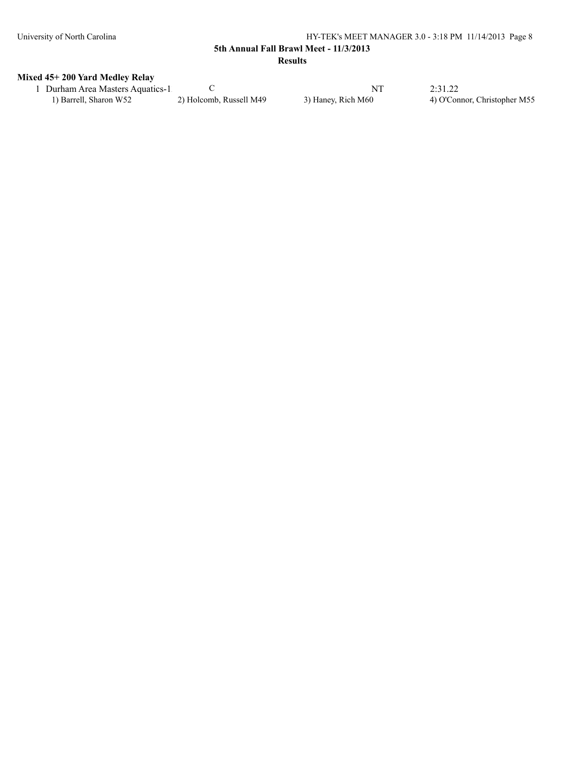5th Annual Fall Brawl Meet - 11/3/2013

Results

### Mixed 45+ 200 Yard Medley Relay

| | | | | |
|---|---|---|---|---|
| 1 | Durham Area Masters Aquatics-1 | C | NT | 2:31.22 |

1) Barrell, Sharon W52 2) Holcomb, Russell M49 3) Haney, Rich M60 4) O'Connor, Christopher M55